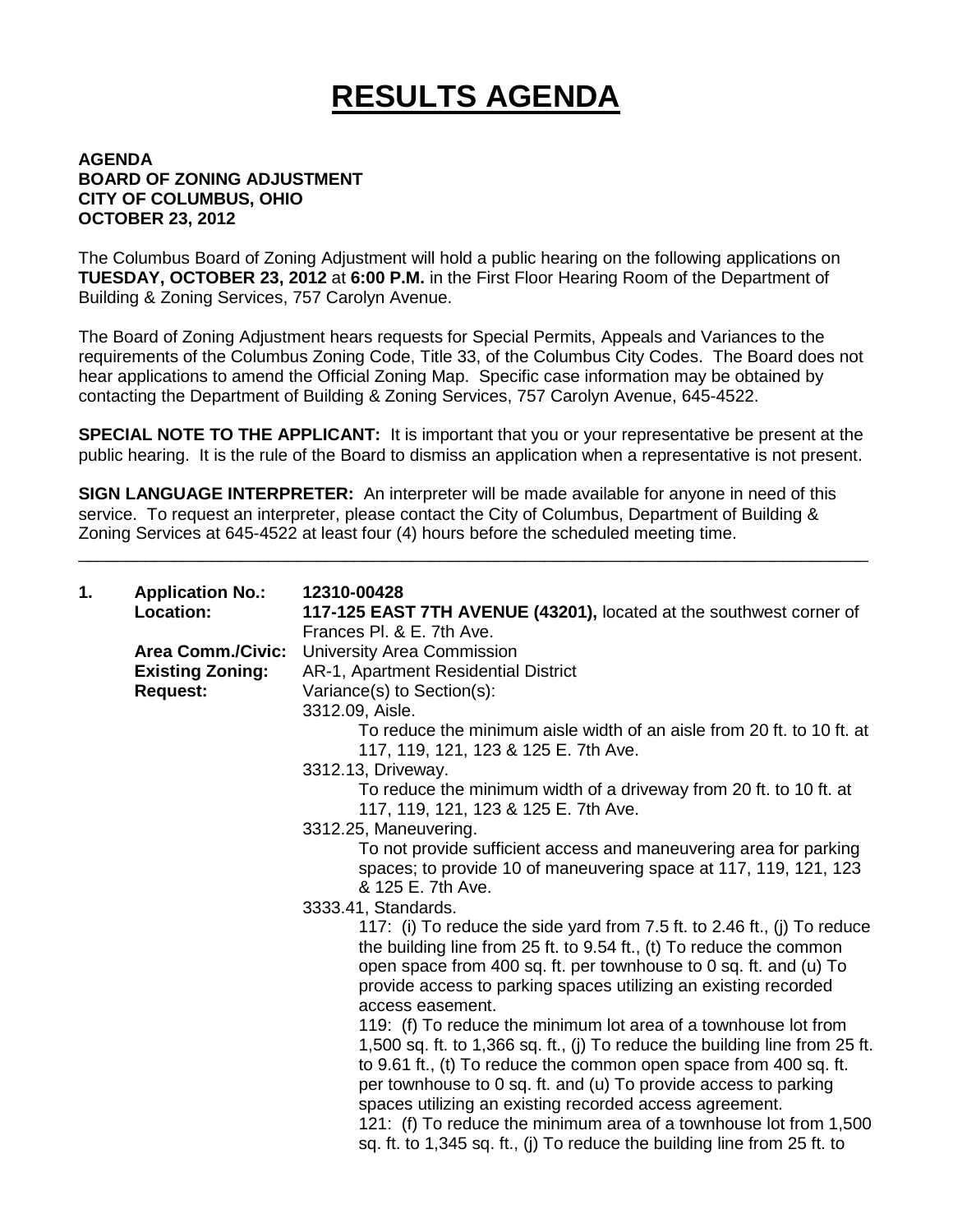# RESULTS AGENDA

**AGENDA**
**BOARD OF ZONING ADJUSTMENT**
**CITY OF COLUMBUS, OHIO**
**OCTOBER 23, 2012**

The Columbus Board of Zoning Adjustment will hold a public hearing on the following applications on **TUESDAY, OCTOBER 23, 2012** at **6:00 P.M.** in the First Floor Hearing Room of the Department of Building & Zoning Services, 757 Carolyn Avenue.

The Board of Zoning Adjustment hears requests for Special Permits, Appeals and Variances to the requirements of the Columbus Zoning Code, Title 33, of the Columbus City Codes. The Board does not hear applications to amend the Official Zoning Map. Specific case information may be obtained by contacting the Department of Building & Zoning Services, 757 Carolyn Avenue, 645-4522.

**SPECIAL NOTE TO THE APPLICANT:** It is important that you or your representative be present at the public hearing. It is the rule of the Board to dismiss an application when a representative is not present.

**SIGN LANGUAGE INTERPRETER:** An interpreter will be made available for anyone in need of this service. To request an interpreter, please contact the City of Columbus, Department of Building & Zoning Services at 645-4522 at least four (4) hours before the scheduled meeting time.

---

**1. Application No.:** **12310-00428**

**Location:** **117-125 EAST 7TH AVENUE (43201),** located at the southwest corner of Frances Pl. & E. 7th Ave.

**Area Comm./Civic:** University Area Commission

**Existing Zoning:** AR-1, Apartment Residential District

**Request:** Variance(s) to Section(s):

3312.09, Aisle.
To reduce the minimum aisle width of an aisle from 20 ft. to 10 ft. at 117, 119, 121, 123 & 125 E. 7th Ave.

3312.13, Driveway.
To reduce the minimum width of a driveway from 20 ft. to 10 ft. at 117, 119, 121, 123 & 125 E. 7th Ave.

3312.25, Maneuvering.
To not provide sufficient access and maneuvering area for parking spaces; to provide 10 of maneuvering space at 117, 119, 121, 123 & 125 E. 7th Ave.

3333.41, Standards.
117: (i) To reduce the side yard from 7.5 ft. to 2.46 ft., (j) To reduce the building line from 25 ft. to 9.54 ft., (t) To reduce the common open space from 400 sq. ft. per townhouse to 0 sq. ft. and (u) To provide access to parking spaces utilizing an existing recorded access easement.
119: (f) To reduce the minimum lot area of a townhouse lot from 1,500 sq. ft. to 1,366 sq. ft., (j) To reduce the building line from 25 ft. to 9.61 ft., (t) To reduce the common open space from 400 sq. ft. per townhouse to 0 sq. ft. and (u) To provide access to parking spaces utilizing an existing recorded access agreement.
121: (f) To reduce the minimum area of a townhouse lot from 1,500 sq. ft. to 1,345 sq. ft., (j) To reduce the building line from 25 ft. to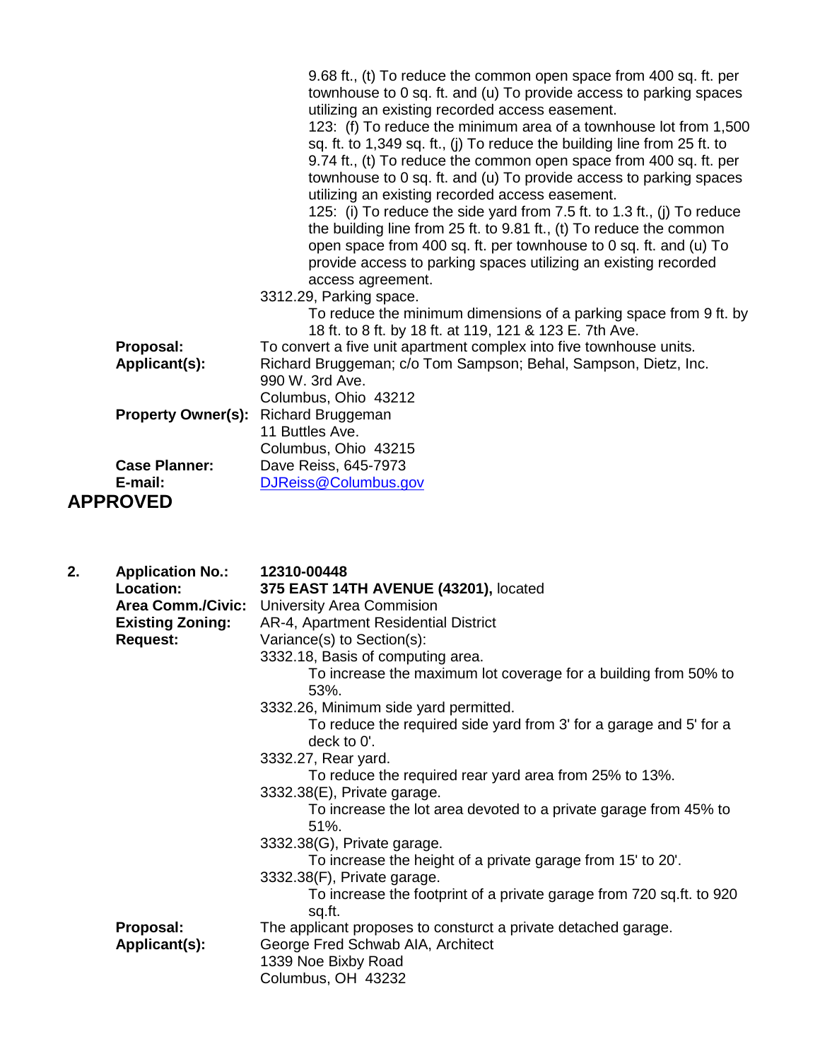9.68 ft., (t) To reduce the common open space from 400 sq. ft. per townhouse to 0 sq. ft. and (u) To provide access to parking spaces utilizing an existing recorded access easement.

123: (f) To reduce the minimum area of a townhouse lot from 1,500 sq. ft. to 1,349 sq. ft., (j) To reduce the building line from 25 ft. to 9.74 ft., (t) To reduce the common open space from 400 sq. ft. per townhouse to 0 sq. ft. and (u) To provide access to parking spaces utilizing an existing recorded access easement.

125: (i) To reduce the side yard from 7.5 ft. to 1.3 ft., (j) To reduce the building line from 25 ft. to 9.81 ft., (t) To reduce the common open space from 400 sq. ft. per townhouse to 0 sq. ft. and (u) To provide access to parking spaces utilizing an existing recorded access agreement.

3312.29, Parking space.

To reduce the minimum dimensions of a parking space from 9 ft. by 18 ft. to 8 ft. by 18 ft. at 119, 121 & 123 E. 7th Ave.

**Proposal:** To convert a five unit apartment complex into five townhouse units.

**Applicant(s):** Richard Bruggeman; c/o Tom Sampson; Behal, Sampson, Dietz, Inc.
990 W. 3rd Ave.
Columbus, Ohio 43212

**Property Owner(s):** Richard Bruggeman
11 Buttles Ave.
Columbus, Ohio 43215

**Case Planner:** Dave Reiss, 645-7973

**E-mail:** DJReiss@Columbus.gov

## APPROVED

**2. Application No.:** **12310-00448**

**Location:** **375 EAST 14TH AVENUE (43201),** located

**Area Comm./Civic:** University Area Commision

**Existing Zoning:** AR-4, Apartment Residential District

**Request:** Variance(s) to Section(s):

3332.18, Basis of computing area.

To increase the maximum lot coverage for a building from 50% to 53%.

3332.26, Minimum side yard permitted.

To reduce the required side yard from 3' for a garage and 5' for a deck to 0'.

3332.27, Rear yard.

To reduce the required rear yard area from 25% to 13%.

3332.38(E), Private garage.

To increase the lot area devoted to a private garage from 45% to 51%.

3332.38(G), Private garage.

To increase the height of a private garage from 15' to 20'.

3332.38(F), Private garage.

To increase the footprint of a private garage from 720 sq.ft. to 920 sq.ft.

**Proposal:** The applicant proposes to consturct a private detached garage.

**Applicant(s):** George Fred Schwab AIA, Architect
1339 Noe Bixby Road
Columbus, OH 43232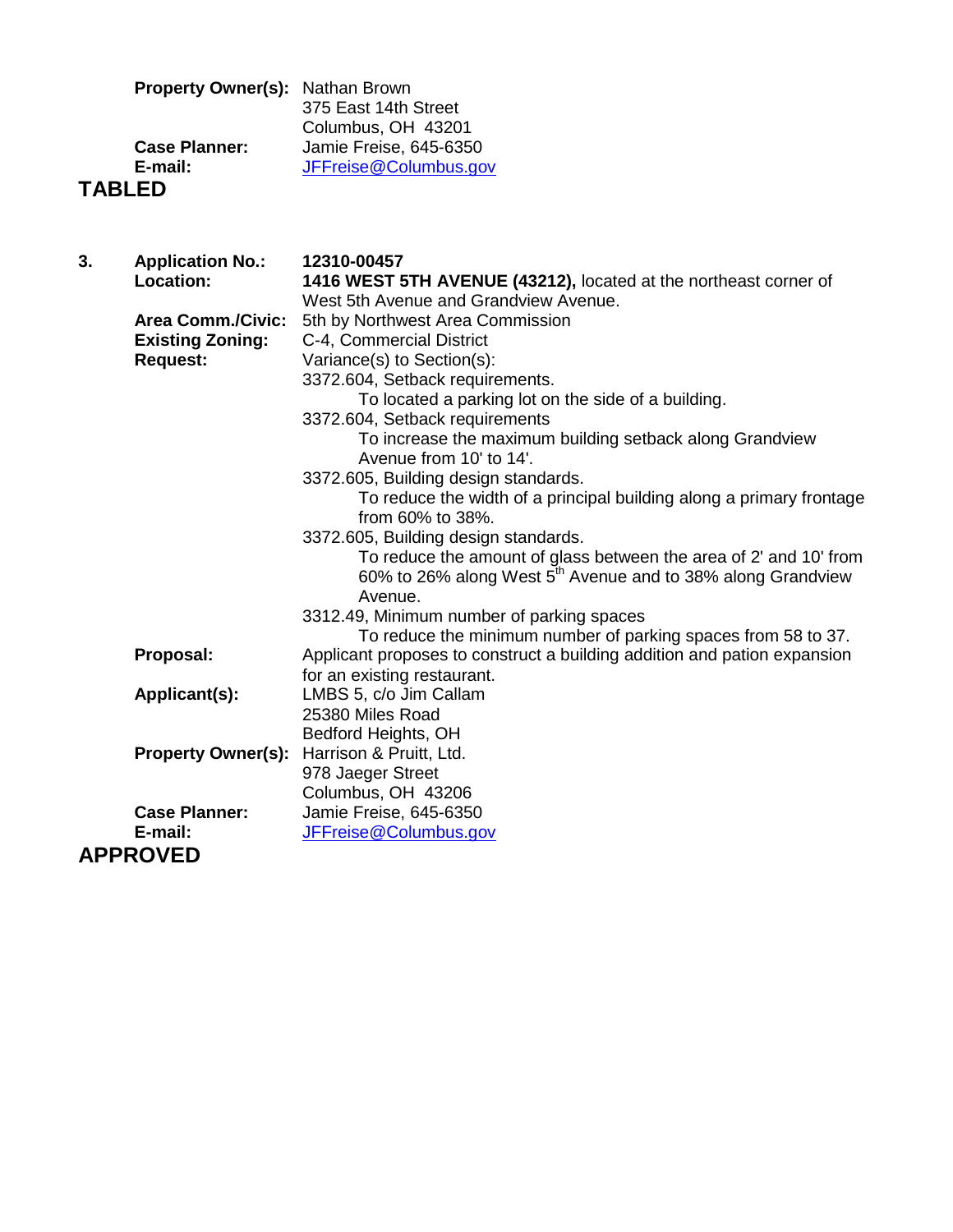**Property Owner(s):** Nathan Brown
375 East 14th Street
Columbus, OH 43201

**Case Planner:** Jamie Freise, 645-6350

**E-mail:** JFFreise@Columbus.gov

**TABLED**

**3. Application No.:** **12310-00457**

**Location:** **1416 WEST 5TH AVENUE (43212),** located at the northeast corner of West 5th Avenue and Grandview Avenue.

**Area Comm./Civic:** 5th by Northwest Area Commission

**Existing Zoning:** C-4, Commercial District

**Request:** Variance(s) to Section(s):

3372.604, Setback requirements.
To located a parking lot on the side of a building.

3372.604, Setback requirements
To increase the maximum building setback along Grandview Avenue from 10' to 14'.

3372.605, Building design standards.
To reduce the width of a principal building along a primary frontage from 60% to 38%.

3372.605, Building design standards.
To reduce the amount of glass between the area of 2' and 10' from 60% to 26% along West 5th Avenue and to 38% along Grandview Avenue.

3312.49, Minimum number of parking spaces
To reduce the minimum number of parking spaces from 58 to 37.

**Proposal:** Applicant proposes to construct a building addition and pation expansion for an existing restaurant.

**Applicant(s):** LMBS 5, c/o Jim Callam
25380 Miles Road
Bedford Heights, OH

**Property Owner(s):** Harrison & Pruitt, Ltd.
978 Jaeger Street
Columbus, OH 43206

**Case Planner:** Jamie Freise, 645-6350

**E-mail:** JFFreise@Columbus.gov

**APPROVED**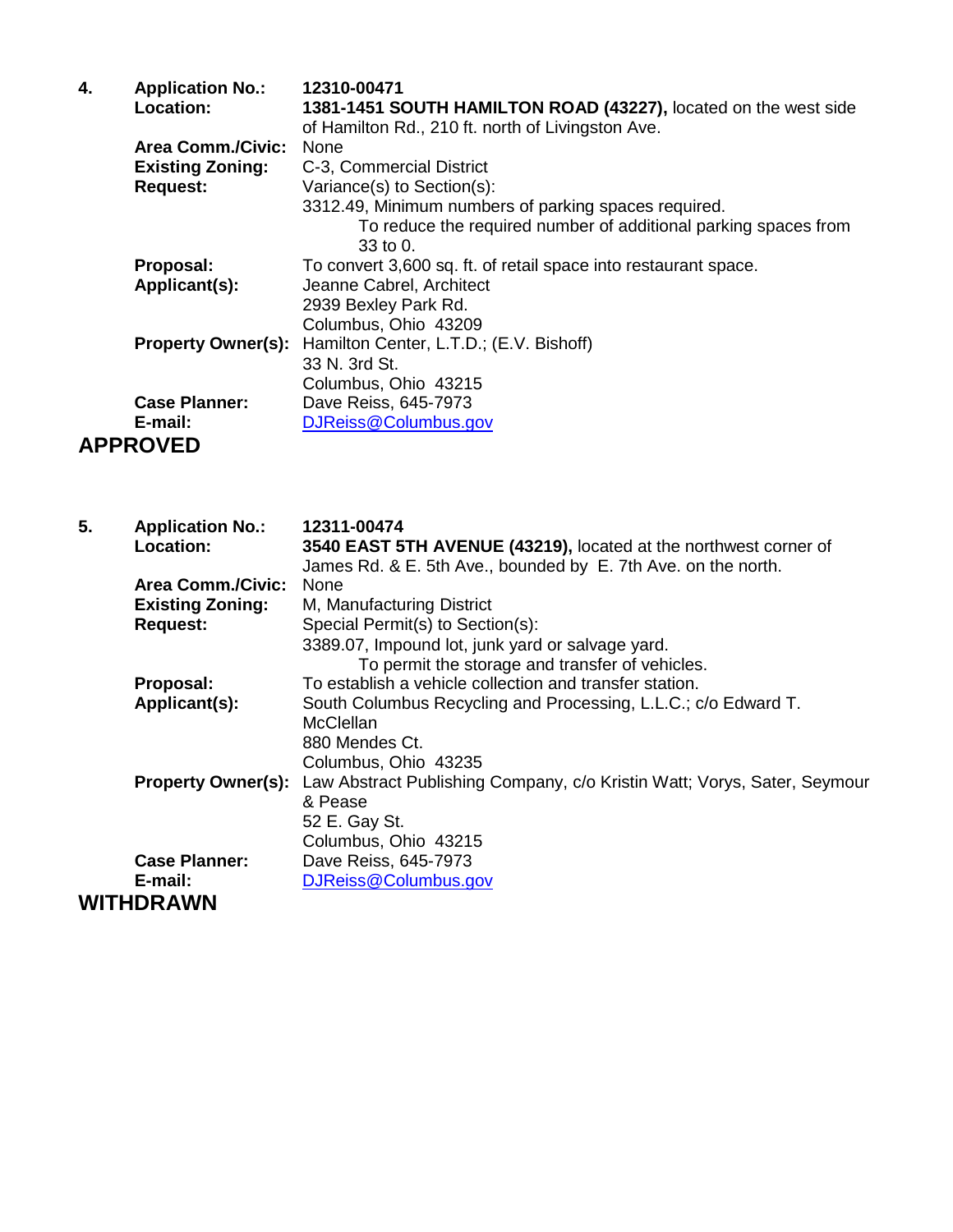**4.** **Application No.:** **12310-00471**

**Location:** **1381-1451 SOUTH HAMILTON ROAD (43227),** located on the west side of Hamilton Rd., 210 ft. north of Livingston Ave.

**Area Comm./Civic:** None

**Existing Zoning:** C-3, Commercial District

**Request:** Variance(s) to Section(s):

3312.49, Minimum numbers of parking spaces required.

To reduce the required number of additional parking spaces from 33 to 0.

**Proposal:** To convert 3,600 sq. ft. of retail space into restaurant space.

**Applicant(s):** Jeanne Cabrel, Architect
2939 Bexley Park Rd.
Columbus, Ohio 43209

**Property Owner(s):** Hamilton Center, L.T.D.; (E.V. Bishoff)
33 N. 3rd St.
Columbus, Ohio 43215

**Case Planner:** Dave Reiss, 645-7973

**E-mail:** DJReiss@Columbus.gov

**APPROVED**

**5.** **Application No.:** **12311-00474**

**Location:** **3540 EAST 5TH AVENUE (43219),** located at the northwest corner of James Rd. & E. 5th Ave., bounded by E. 7th Ave. on the north.

**Area Comm./Civic:** None

**Existing Zoning:** M, Manufacturing District

**Request:** Special Permit(s) to Section(s):

3389.07, Impound lot, junk yard or salvage yard.

To permit the storage and transfer of vehicles.

**Proposal:** To establish a vehicle collection and transfer station.

**Applicant(s):** South Columbus Recycling and Processing, L.L.C.; c/o Edward T. McClellan
880 Mendes Ct.
Columbus, Ohio 43235

**Property Owner(s):** Law Abstract Publishing Company, c/o Kristin Watt; Vorys, Sater, Seymour & Pease
52 E. Gay St.
Columbus, Ohio 43215

**Case Planner:** Dave Reiss, 645-7973

**E-mail:** DJReiss@Columbus.gov

**WITHDRAWN**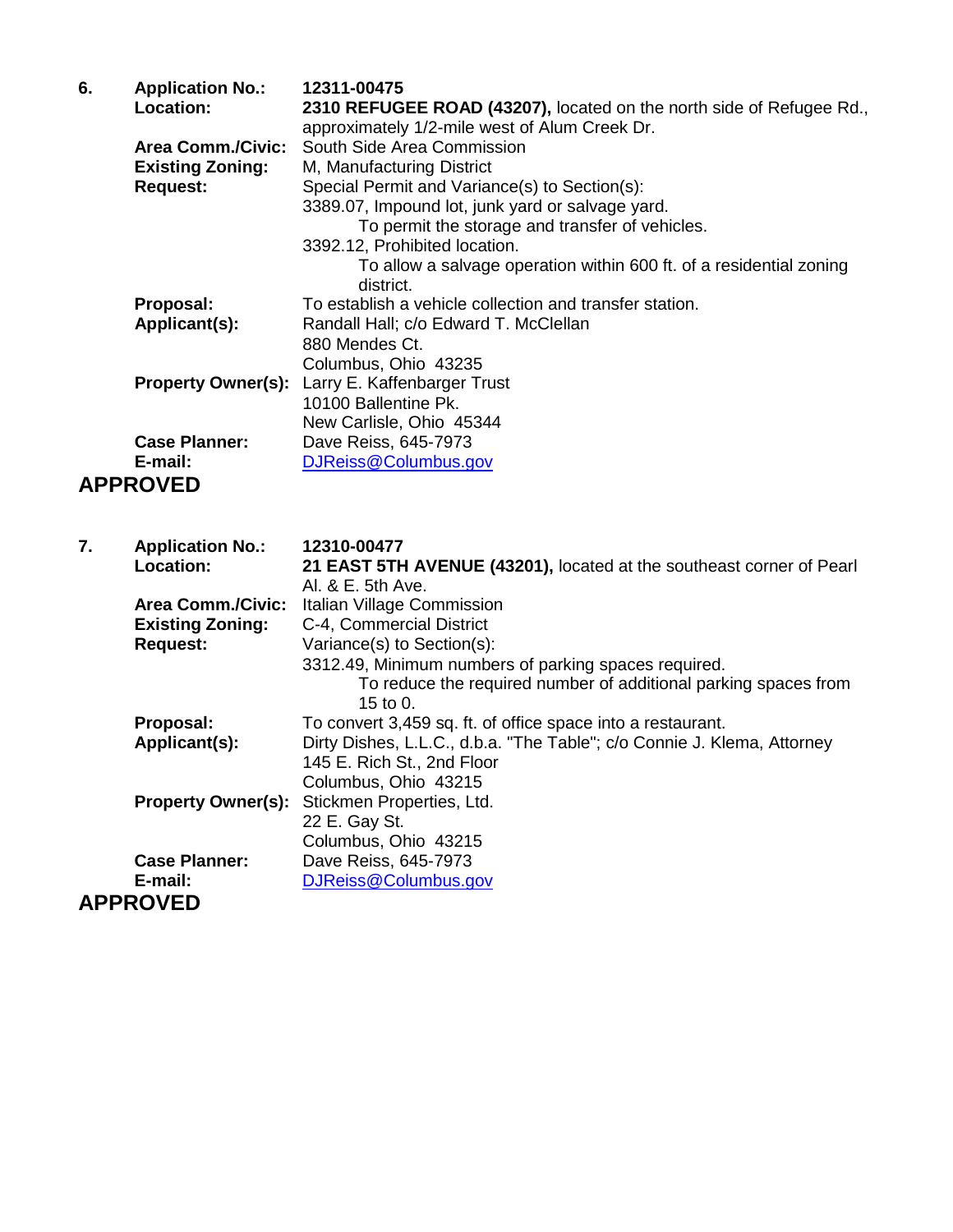**6.** **Application No.:** 12311-00475

**Location:** **2310 REFUGEE ROAD (43207),** located on the north side of Refugee Rd., approximately 1/2-mile west of Alum Creek Dr.

**Area Comm./Civic:** South Side Area Commission

**Existing Zoning:** M, Manufacturing District

**Request:** Special Permit and Variance(s) to Section(s):

3389.07, Impound lot, junk yard or salvage yard.
    To permit the storage and transfer of vehicles.

3392.12, Prohibited location.
    To allow a salvage operation within 600 ft. of a residential zoning district.

**Proposal:** To establish a vehicle collection and transfer station.

**Applicant(s):** Randall Hall; c/o Edward T. McClellan
880 Mendes Ct.
Columbus, Ohio 43235

**Property Owner(s):** Larry E. Kaffenbarger Trust
10100 Ballentine Pk.
New Carlisle, Ohio 45344

**Case Planner:** Dave Reiss, 645-7973

**E-mail:** DJReiss@Columbus.gov

## APPROVED

**7.** **Application No.:** 12310-00477

**Location:** **21 EAST 5TH AVENUE (43201),** located at the southeast corner of Pearl Al. & E. 5th Ave.

**Area Comm./Civic:** Italian Village Commission

**Existing Zoning:** C-4, Commercial District

**Request:** Variance(s) to Section(s):

3312.49, Minimum numbers of parking spaces required.
    To reduce the required number of additional parking spaces from 15 to 0.

**Proposal:** To convert 3,459 sq. ft. of office space into a restaurant.

**Applicant(s):** Dirty Dishes, L.L.C., d.b.a. "The Table"; c/o Connie J. Klema, Attorney
145 E. Rich St., 2nd Floor
Columbus, Ohio 43215

**Property Owner(s):** Stickmen Properties, Ltd.
22 E. Gay St.
Columbus, Ohio 43215

**Case Planner:** Dave Reiss, 645-7973

**E-mail:** DJReiss@Columbus.gov

## APPROVED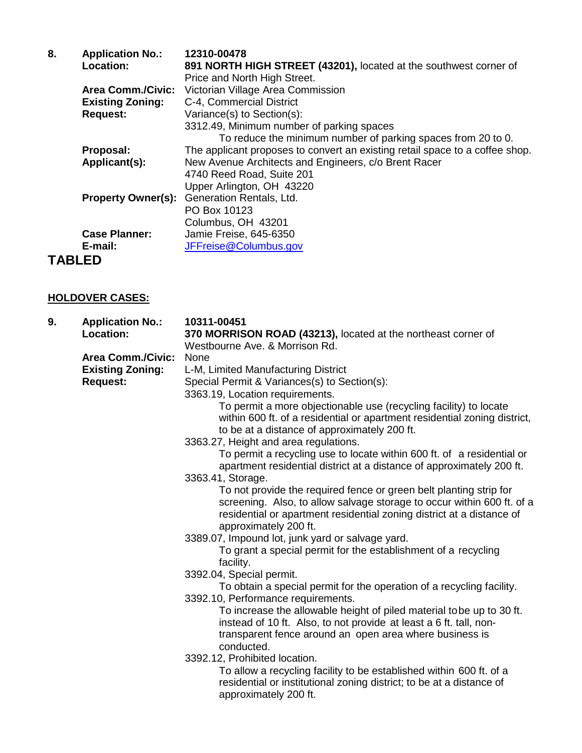**8.** **Application No.:** **12310-00478**

**Location:** **891 NORTH HIGH STREET (43201),** located at the southwest corner of Price and North High Street.

**Area Comm./Civic:** Victorian Village Area Commission

**Existing Zoning:** C-4, Commercial District

**Request:** Variance(s) to Section(s):

3312.49, Minimum number of parking spaces

To reduce the minimum number of parking spaces from 20 to 0.

**Proposal:** The applicant proposes to convert an existing retail space to a coffee shop.

**Applicant(s):** New Avenue Architects and Engineers, c/o Brent Racer
4740 Reed Road, Suite 201
Upper Arlington, OH 43220

**Property Owner(s):** Generation Rentals, Ltd.
PO Box 10123
Columbus, OH 43201

**Case Planner:** Jamie Freise, 645-6350

**E-mail:** JFFreise@Columbus.gov

## TABLED

**HOLDOVER CASES:**

**9.** **Application No.:** **10311-00451**

**Location:** **370 MORRISON ROAD (43213),** located at the northeast corner of Westbourne Ave. & Morrison Rd.

**Area Comm./Civic:** None

**Existing Zoning:** L-M, Limited Manufacturing District

**Request:** Special Permit & Variances(s) to Section(s):

3363.19, Location requirements.

To permit a more objectionable use (recycling facility) to locate within 600 ft. of a residential or apartment residential zoning district, to be at a distance of approximately 200 ft.

3363.27, Height and area regulations.

To permit a recycling use to locate within 600 ft. of a residential or apartment residential district at a distance of approximately 200 ft.

3363.41, Storage.

To not provide the required fence or green belt planting strip for screening. Also, to allow salvage storage to occur within 600 ft. of a residential or apartment residential zoning district at a distance of approximately 200 ft.

3389.07, Impound lot, junk yard or salvage yard.

To grant a special permit for the establishment of a recycling facility.

3392.04, Special permit.

To obtain a special permit for the operation of a recycling facility.

3392.10, Performance requirements.

To increase the allowable height of piled material to be up to 30 ft. instead of 10 ft. Also, to not provide at least a 6 ft. tall, non-transparent fence around an open area where business is conducted.

3392.12, Prohibited location.

To allow a recycling facility to be established within 600 ft. of a residential or institutional zoning district; to be at a distance of approximately 200 ft.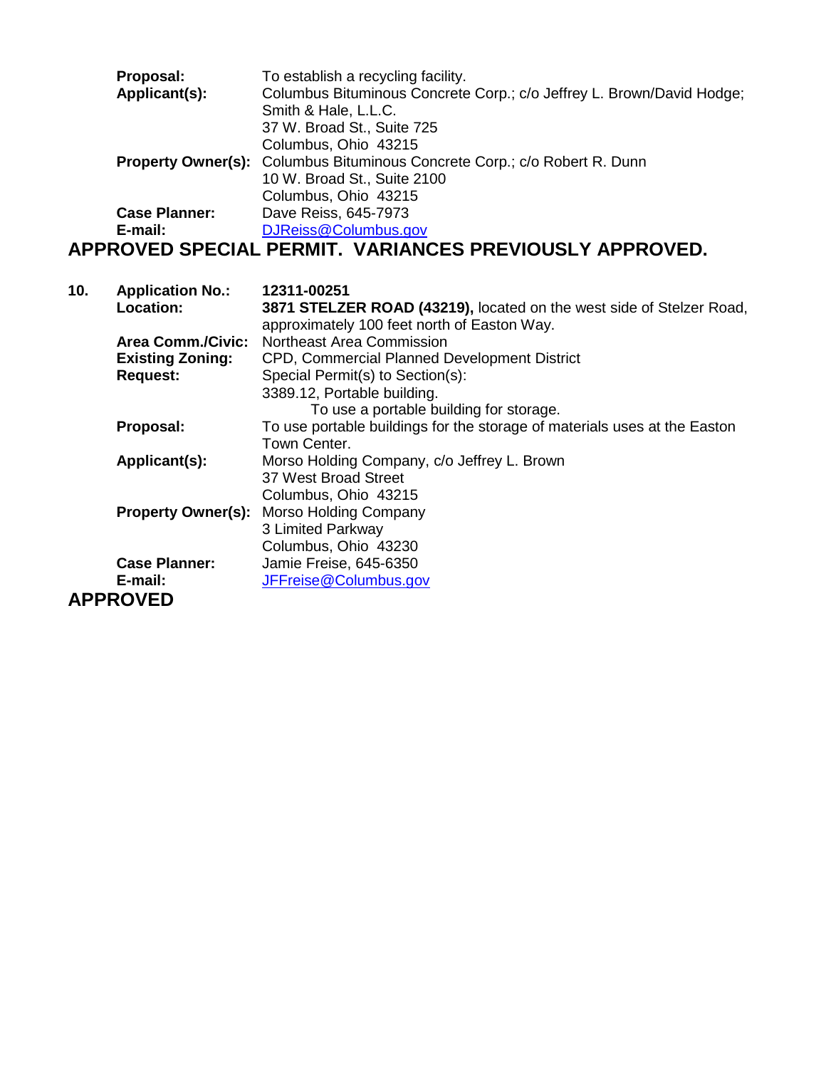**Proposal:** To establish a recycling facility.
**Applicant(s):** Columbus Bituminous Concrete Corp.; c/o Jeffrey L. Brown/David Hodge; Smith & Hale, L.L.C.
37 W. Broad St., Suite 725
Columbus, Ohio 43215
**Property Owner(s):** Columbus Bituminous Concrete Corp.; c/o Robert R. Dunn
10 W. Broad St., Suite 2100
Columbus, Ohio 43215
**Case Planner:** Dave Reiss, 645-7973
**E-mail:** DJReiss@Columbus.gov

**APPROVED SPECIAL PERMIT. VARIANCES PREVIOUSLY APPROVED.**

**10. Application No.:** **12311-00251**
**Location:** **3871 STELZER ROAD (43219),** located on the west side of Stelzer Road, approximately 100 feet north of Easton Way.
**Area Comm./Civic:** Northeast Area Commission
**Existing Zoning:** CPD, Commercial Planned Development District
**Request:** Special Permit(s) to Section(s):
3389.12, Portable building.
To use a portable building for storage.
**Proposal:** To use portable buildings for the storage of materials uses at the Easton Town Center.
**Applicant(s):** Morso Holding Company, c/o Jeffrey L. Brown
37 West Broad Street
Columbus, Ohio 43215
**Property Owner(s):** Morso Holding Company
3 Limited Parkway
Columbus, Ohio 43230
**Case Planner:** Jamie Freise, 645-6350
**E-mail:** JFFreise@Columbus.gov

**APPROVED**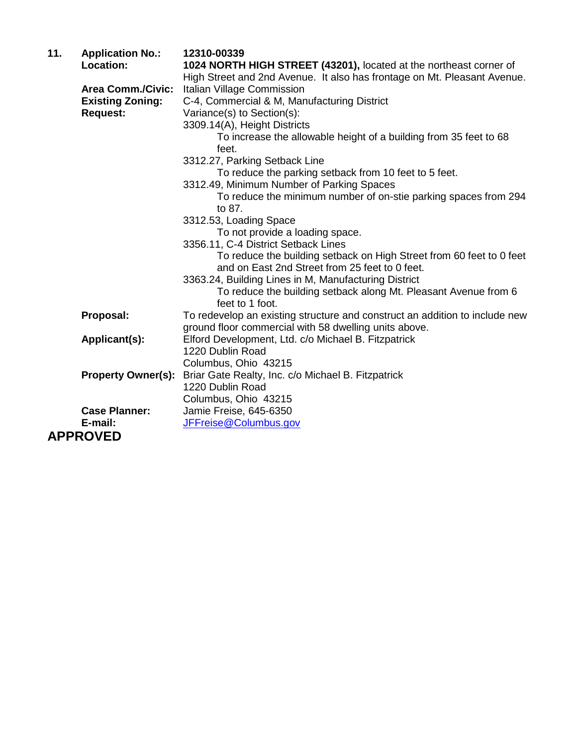**11.** **Application No.:** 12310-00339

**Location:** **1024 NORTH HIGH STREET (43201),** located at the northeast corner of High Street and 2nd Avenue. It also has frontage on Mt. Pleasant Avenue.

**Area Comm./Civic:** Italian Village Commission

**Existing Zoning:** C-4, Commercial & M, Manufacturing District

**Request:** Variance(s) to Section(s):

3309.14(A), Height Districts
- To increase the allowable height of a building from 35 feet to 68 feet.

3312.27, Parking Setback Line
- To reduce the parking setback from 10 feet to 5 feet.

3312.49, Minimum Number of Parking Spaces
- To reduce the minimum number of on-stie parking spaces from 294 to 87.

3312.53, Loading Space
- To not provide a loading space.

3356.11, C-4 District Setback Lines
- To reduce the building setback on High Street from 60 feet to 0 feet and on East 2nd Street from 25 feet to 0 feet.

3363.24, Building Lines in M, Manufacturing District
- To reduce the building setback along Mt. Pleasant Avenue from 6 feet to 1 foot.

**Proposal:** To redevelop an existing structure and construct an addition to include new ground floor commercial with 58 dwelling units above.

**Applicant(s):** Elford Development, Ltd. c/o Michael B. Fitzpatrick
1220 Dublin Road
Columbus, Ohio 43215

**Property Owner(s):** Briar Gate Realty, Inc. c/o Michael B. Fitzpatrick
1220 Dublin Road
Columbus, Ohio 43215

**Case Planner:** Jamie Freise, 645-6350

**E-mail:** JFFreise@Columbus.gov

## APPROVED